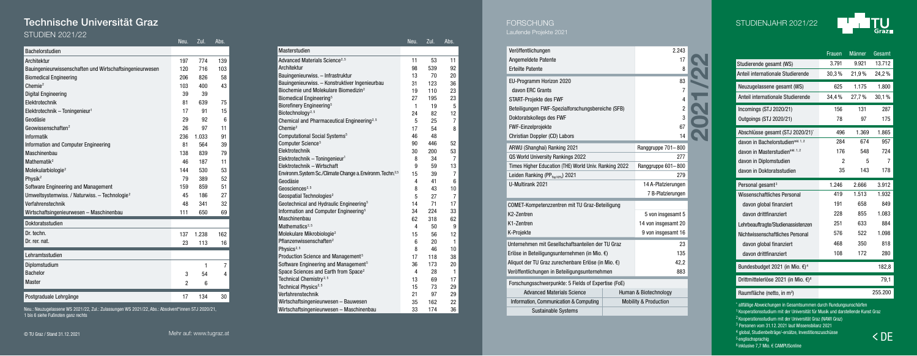# Technische Universität Graz

## STUDIEN 2021/22

| Bachelorstudien | Neu. | Zul. | Abs. |
|---|---|---|---|
| Architektur | 197 | 774 | 139 |
| Bauingenieurwissenschaften und Wirtschaftsingenieurwesen | 120 | 716 | 103 |
| Biomedical Engineering | 206 | 826 | 58 |
| Chemie[2] | 103 | 400 | 43 |
| Digital Engineering | 39 | 39 | |
| Elektrotechnik | 81 | 639 | 75 |
| Elektrotechnik – Toningenieur[1] | 17 | 91 | 15 |
| Geodäsie | 29 | 92 | 6 |
| Geowissenschaften[2] | 26 | 97 | 11 |
| Informatik | 236 | 1.033 | 91 |
| Information and Computer Engineering | 81 | 564 | 39 |
| Maschinenbau | 138 | 839 | 79 |
| Mathematik[2] | 46 | 187 | 11 |
| Molekularbiologie[2] | 144 | 530 | 53 |
| Physik[2] | 79 | 389 | 52 |
| Software Engineering and Management | 159 | 859 | 51 |
| Umweltsystemwiss. / Naturwiss. – Technologie[2] | 45 | 186 | 27 |
| Verfahrenstechnik | 48 | 341 | 32 |
| Wirtschaftsingenieurwesen – Maschinenbau | 111 | 650 | 69 |

| Doktoratsstudien | Neu. | Zul. | Abs. |
|---|---|---|---|
| Dr. techn. | 137 | 1.238 | 162 |
| Dr. rer. nat. | 23 | 113 | 16 |

| Lehramtsstudien | Neu. | Zul. | Abs. |
|---|---|---|---|
| Diplomstudium | | 1 | 7 |
| Bachelor | 3 | 54 | 4 |
| Master | 2 | 6 | |

| | Neu. | Zul. | Abs. |
|---|---|---|---|
| Postgraduale Lehrgänge | 17 | 134 | 30 |

Neu.: Neuzugelassene WS 2021/22, Zul.: Zulassungen WS 2021/22, Abs.: Absolvent*innen STJ 2020/21, 1 bis 6 siehe Fußnoten ganz rechts

| Masterstudien | Neu. | Zul. | Abs. |
|---|---|---|---|
| Advanced Materials Science[2, 5] | 11 | 53 | 11 |
| Architektur | 98 | 539 | 92 |
| Bauingenieurwiss. – Infrastruktur | 13 | 70 | 20 |
| Bauingenieurwiss. – Konstruktiver Ingenieurbau | 31 | 123 | 36 |
| Biochemie und Molekulare Biomedizin[2] | 19 | 110 | 23 |
| Biomedical Engineering[5] | 27 | 195 | 23 |
| Biorefinery Engineering[5] | 1 | 19 | 5 |
| Biotechnology[2, 5] | 24 | 82 | 12 |
| Chemical and Pharmaceutical Engineering[2, 5] | 5 | 25 | 7 |
| Chemie[2] | 17 | 54 | 8 |
| Computational Social Systems[5] | 46 | 48 | |
| Computer Science[5] | 90 | 446 | 52 |
| Elektrotechnik | 30 | 200 | 53 |
| Elektrotechnik – Toningenieur[1] | 8 | 34 | 7 |
| Elektrotechnik – Wirtschaft | 9 | 59 | 13 |
| Environm.System Sc./Climate Change a.Environm. Techn.[2,5] | 15 | 39 | 7 |
| Geodäsie | 4 | 41 | 6 |
| Geosciences[2, 5] | 8 | 43 | 10 |
| Geospatial Technologies[2] | 5 | 27 | 7 |
| Geotechnical and Hydraulic Engineering[5] | 14 | 71 | 17 |
| Information and Computer Engineering[5] | 34 | 224 | 33 |
| Maschinenbau | 62 | 318 | 62 |
| Mathematics[2, 5] | 4 | 50 | 9 |
| Molekulare Mikrobiologie[2] | 15 | 56 | 12 |
| Pflanzenwissenschaften[2] | 6 | 20 | 1 |
| Physics[2, 5] | 8 | 46 | 10 |
| Production Science and Management[5] | 17 | 118 | 38 |
| Software Engineering and Management[5] | 36 | 173 | 20 |
| Space Sciences and Earth from Space[2] | 4 | 28 | 1 |
| Technical Chemistry[2, 5] | 13 | 69 | 17 |
| Technical Physics[2, 5] | 15 | 73 | 29 |
| Verfahrenstechnik | 21 | 97 | 29 |
| Wirtschaftsingenieurwesen – Bauwesen | 35 | 162 | 22 |
| Wirtschaftsingenieurwesen – Maschinenbau | 33 | 174 | 36 |

© TU Graz / Stand 31.12.2021

Mehr auf: www.tugraz.at

## FORSCHUNG

Laufende Projekte 2021

| | |
|---|---|
| Veröffentlichungen | 2.243 |
| Angemeldete Patente | 17 |
| Erteilte Patente | 8 |
| EU-Programm Horizon 2020 | 83 |
| davon ERC Grants | 7 |
| START-Projekte des FWF | 4 |
| Beteiligungen FWF-Spezialforschungsbereiche (SFB) | 2 |
| Doktoratskollegs des FWF | 3 |
| FWF-Einzelprojekte | 67 |
| Christian Doppler (CD) Labors | 14 |
| ARWU (Shanghai) Ranking 2021 | Ranggruppe 701– 800 |
| QS World University Rankings 2022 | 277 |
| Times Higher Education (THE) World Univ. Ranking 2022 | Ranggruppe 601– 800 |
| Leiden Ranking ($PP_{Top10\%}$) 2021 | 279 |
| U-Multirank 2021 | 14 A-Platzierungen |
| | 7 B-Platzierungen |
| COMET-Kompetenzzentren mit TU Graz-Beteiligung | |
| K2-Zentren | 5 von insgesamt 5 |
| K1-Zentren | 14 von insgesamt 20 |
| K-Projekte | 9 von insgesamt 16 |
| Unternehmen mit Gesellschaftsanteilen der TU Graz | 23 |
| Erlöse in Beteiligungsunternehmen (in Mio. €) | 135 |
| Aliquot der TU Graz zurechenbare Erlöse (in Mio. €) | 42,2 |
| Veröffentlichungen in Beteiligungsunternehmen | 883 |

| Forschungsschwerpunkte: 5 Fields of Expertise (FoE) | |
|---|---|
| Advanced Materials Science | Human & Biotechnology |
| Information, Communication & Computing | Mobility & Production |
| Sustainable Systems | |

2021/22

## STUDIENJAHR 2021/22

| | Frauen | Männer | Gesamt |
|---|---|---|---|
| Studierende gesamt (WS) | 3.791 | 9.921 | 13.712 |
| Anteil internationale Studierende | 30,3 % | 21,9 % | 24,2 % |
| Neuzugelassene gesamt (WS) | 625 | 1.175 | 1.800 |
| Anteil internationale Studierende | 34,4 % | 27,7 % | 30,1 % |
| Incomings (STJ 2020/21) | 156 | 131 | 287 |
| Outgoings (STJ 2020/21) | 78 | 97 | 175 |
| Abschlüsse gesamt (STJ 2020/21)* | 496 | 1.369 | 1.865 |
| davon in Bachelorstudien[inkl. 1, 2] | 284 | 674 | 957 |
| davon in Masterstudien[inkl. 1, 2] | 176 | 548 | 724 |
| davon in Diplomstudien | 2 | 5 | 7 |
| davon in Doktoratsstudien | 35 | 143 | 178 |
| Personal gesamt[3] | 1.246 | 2.666 | 3.912 |
| Wissenschaftliches Personal | 419 | 1.513 | 1.932 |
| davon global finanziert | 191 | 658 | 849 |
| davon drittfinanziert | 228 | 855 | 1.083 |
| Lehrbeauftragte/Studienassistenzen | 251 | 633 | 884 |
| Nichtwissenschaftliches Personal | 576 | 522 | 1.098 |
| davon global finanziert | 468 | 350 | 818 |
| davon drittfinanziert | 108 | 172 | 280 |
| Bundesbudget 2021 (in Mio. €)[4] | | | 182,8 |
| Drittmittelerlöse 2021 (in Mio. €)[6] | | | 79,1 |
| Raumfläche (netto, in m²) | | | 255.200 |

* allfällige Abweichungen in Gesamtsummen durch Rundungsunschärfen
[1] Kooperationsstudium mit der Universität für Musik und darstellende Kunst Graz
[2] Kooperationsstudium mit der Universität Graz (NAWI Graz)
[3] Personen vom 31.12. 2021 laut Wissensbilanz 2021
[4] global, Studienbeiträge/-ersätze, Investitionszuschüsse
[5] englischsprachig
[6] inklusive 7,7 Mio. € CAMPUSonline

< DE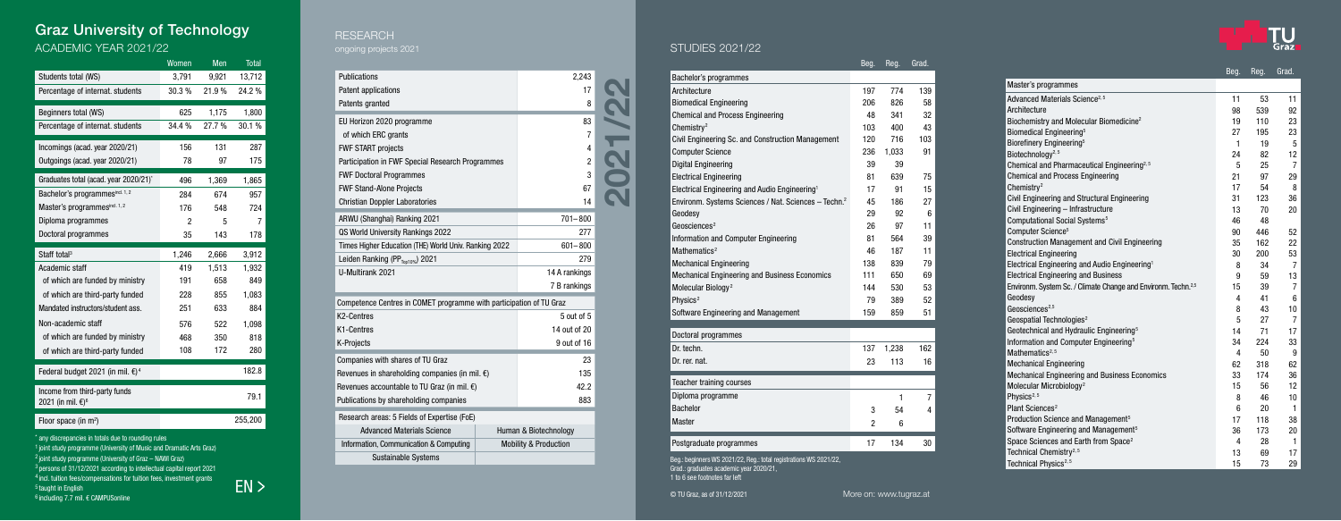# Graz University of Technology

## ACADEMIC YEAR 2021/22

| | Women | Men | Total |
|---|---|---|---|
| Students total (WS) | 3,791 | 9,921 | 13,712 |
| Percentage of internat. students | 30.3 % | 21.9 % | 24.2 % |
| Beginners total (WS) | 625 | 1,175 | 1,800 |
| Percentage of internat. students | 34.4 % | 27.7 % | 30.1 % |
| Incomings (acad. year 2020/21) | 156 | 131 | 287 |
| Outgoings (acad. year 2020/21) | 78 | 97 | 175 |
| Graduates total (acad. year 2020/21)* | 496 | 1,369 | 1,865 |
| Bachelor's programmes[incl. 1, 2] | 284 | 674 | 957 |
| Master's programmes[incl. 1, 2] | 176 | 548 | 724 |
| Diploma programmes | 2 | 5 | 7 |
| Doctoral programmes | 35 | 143 | 178 |
| Staff total[3] | 1,246 | 2,666 | 3,912 |
| Academic staff | 419 | 1,513 | 1,932 |
| of which are funded by ministry | 191 | 658 | 849 |
| of which are third-party funded | 228 | 855 | 1,083 |
| Mandated instructors/student ass. | 251 | 633 | 884 |
| Non-academic staff | 576 | 522 | 1,098 |
| of which are funded by ministry | 468 | 350 | 818 |
| of which are third-party funded | 108 | 172 | 280 |
| Federal budget 2021 (in mil. €)[4] | | | 182.8 |
| Income from third-party funds 2021 (in mil. €)[6] | | | 79.1 |
| Floor space (in m²) | | | 255,200 |

\* any discrepancies in totals due to rounding rules
[1] joint study programme (University of Music and Dramatic Arts Graz)
[2] joint study programme (University of Graz – NAWI Graz)
[3] persons of 31/12/2021 according to intellectual capital report 2021
[4] incl. tuition fees/compensations for tuition fees, investment grants
[5] taught in English
[6] including 7.7 mil. € CAMPUSonline

EN >

## RESEARCH

ongoing projects 2021

| | |
|---|---|
| Publications | 2,243 |
| Patent applications | 17 |
| Patents granted | 8 |
| EU Horizon 2020 programme | 83 |
| of which ERC grants | 7 |
| FWF START projects | 4 |
| Participation in FWF Special Research Programmes | 2 |
| FWF Doctoral Programmes | 3 |
| FWF Stand-Alone Projects | 67 |
| Christian Doppler Laboratories | 14 |
| ARWU (Shanghai) Ranking 2021 | 701–800 |
| QS World University Rankings 2022 | 277 |
| Times Higher Education (THE) World Univ. Ranking 2022 | 601–800 |
| Leiden Ranking ($PP_{Top10\%}$) 2021 | 279 |
| U-Multirank 2021 | 14 A rankings |
| | 7 B rankings |

| Competence Centres in COMET programme with participation of TU Graz | |
|---|---|
| K2-Centres | 5 out of 5 |
| K1-Centres | 14 out of 20 |
| K-Projects | 9 out of 16 |

| | |
|---|---|
| Companies with shares of TU Graz | 23 |
| Revenues in shareholding companies (in mil. €) | 135 |
| Revenues accountable to TU Graz (in mil. €) | 42.2 |
| Publications by shareholding companies | 883 |

| Research areas: 5 Fields of Expertise (FoE) | |
|---|---|
| Advanced Materials Science | Human & Biotechnology |
| Information, Communication & Computing | Mobility & Production |
| Sustainable Systems | |

2021/22

## STUDIES 2021/22

| | Beg. | Reg. | Grad. |
|---|---|---|---|
| **Bachelor's programmes** | | | |
| Architecture | 197 | 774 | 139 |
| Biomedical Engineering | 206 | 826 | 58 |
| Chemical and Process Engineering | 48 | 341 | 32 |
| Chemistry[2] | 103 | 400 | 43 |
| Civil Engineering Sc. and Construction Management | 120 | 716 | 103 |
| Computer Science | 236 | 1,033 | 91 |
| Digital Engineering | 39 | 39 | |
| Electrical Engineering | 81 | 639 | 75 |
| Electrical Engineering and Audio Engineering[1] | 17 | 91 | 15 |
| Environm. Systems Sciences / Nat. Sciences – Techn.[2] | 45 | 186 | 27 |
| Geodesy | 29 | 92 | 6 |
| Geosciences[2] | 26 | 97 | 11 |
| Information and Computer Engineering | 81 | 564 | 39 |
| Mathematics[2] | 46 | 187 | 11 |
| Mechanical Engineering | 138 | 839 | 79 |
| Mechanical Engineering and Business Economics | 111 | 650 | 69 |
| Molecular Biology[2] | 144 | 530 | 53 |
| Physics[2] | 79 | 389 | 52 |
| Software Engineering and Management | 159 | 859 | 51 |
| **Doctoral programmes** | | | |
| Dr. techn. | 137 | 1,238 | 162 |
| Dr. rer. nat. | 23 | 113 | 16 |
| **Teacher training courses** | | | |
| Diploma programme | | 1 | 7 |
| Bachelor | 3 | 54 | 4 |
| Master | 2 | 6 | |
| **Postgraduate programmes** | 17 | 134 | 30 |

Beg.: beginners WS 2021/22, Reg.: total registrations WS 2021/22,
Grad.: graduates academic year 2020/21,
1 to 6 see footnotes far left

| | Beg. | Reg. | Grad. |
|---|---|---|---|
| **Master's programmes** | | | |
| Advanced Materials Science[2, 5] | 11 | 53 | 11 |
| Architecture | 98 | 539 | 92 |
| Biochemistry and Molecular Biomedicine[2] | 19 | 110 | 23 |
| Biomedical Engineering[5] | 27 | 195 | 23 |
| Biorefinery Engineering[5] | 1 | 19 | 5 |
| Biotechnology[2, 5] | 24 | 82 | 12 |
| Chemical and Pharmaceutical Engineering[2, 5] | 5 | 25 | 7 |
| Chemical and Process Engineering | 21 | 97 | 29 |
| Chemistry[2] | 17 | 54 | 8 |
| Civil Engineering and Structural Engineering | 31 | 123 | 36 |
| Civil Engineering – Infrastructure | 13 | 70 | 20 |
| Computational Social Systems[5] | 46 | 48 | |
| Computer Science[5] | 90 | 446 | 52 |
| Construction Management and Civil Engineering | 35 | 162 | 22 |
| Electrical Engineering | 30 | 200 | 53 |
| Electrical Engineering and Audio Engineering[1] | 8 | 34 | 7 |
| Electrical Engineering and Business | 9 | 59 | 13 |
| Environm. System Sc. / Climate Change and Environm. Techn.[2,5] | 15 | 39 | 7 |
| Geodesy | 4 | 41 | 6 |
| Geosciences[2,5] | 8 | 43 | 10 |
| Geospatial Technologies[5] | 5 | 27 | 7 |
| Geotechnical and Hydraulic Engineering[5] | 14 | 71 | 17 |
| Information and Computer Engineering[5] | 34 | 224 | 33 |
| Mathematics[2, 5] | 4 | 50 | 9 |
| Mechanical Engineering | 62 | 318 | 62 |
| Mechanical Engineering and Business Economics | 33 | 174 | 36 |
| Molecular Microbiology[2] | 15 | 56 | 12 |
| Physics[2, 5] | 8 | 46 | 10 |
| Plant Sciences[2] | 6 | 20 | 1 |
| Production Science and Management[5] | 17 | 118 | 38 |
| Software Engineering and Management[5] | 36 | 173 | 20 |
| Space Sciences and Earth from Space[2] | 4 | 28 | 1 |
| Technical Chemistry[2, 5] | 13 | 69 | 17 |
| Technical Physics[2, 5] | 15 | 73 | 29 |

© TU Graz, as of 31/12/2021

More on: www.tugraz.at